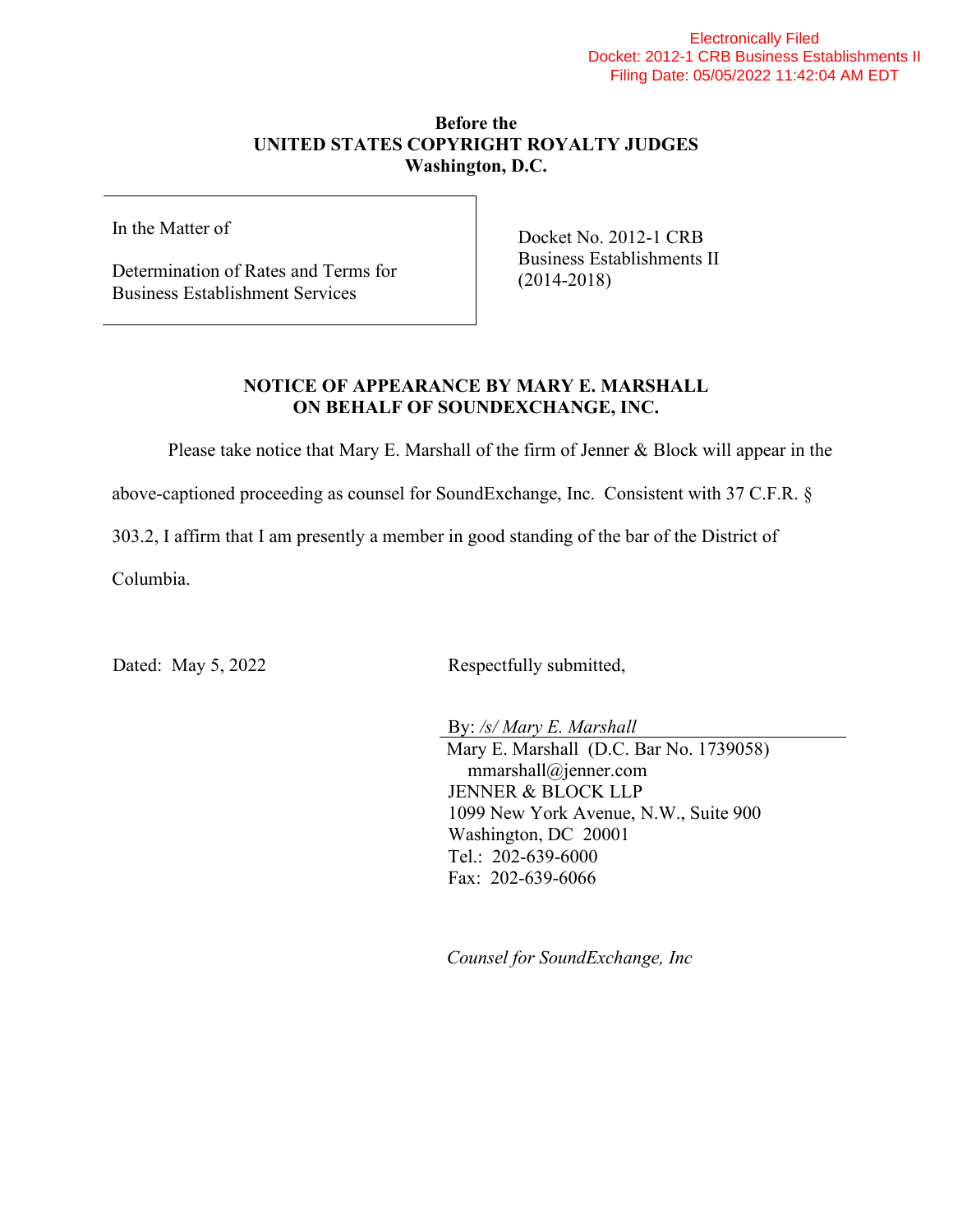Electronically Filed
Docket: 2012-1 CRB Business Establishments II
Filing Date: 05/05/2022 11:42:04 AM EDT

**Before the**
**UNITED STATES COPYRIGHT ROYALTY JUDGES**
**Washington, D.C.**

| In the Matter of<br><br>Determination of Rates and Terms for Business Establishment Services | Docket No. 2012-1 CRB Business Establishments II (2014-2018) |
|---|---|

## NOTICE OF APPEARANCE BY MARY E. MARSHALL ON BEHALF OF SOUNDEXCHANGE, INC.

Please take notice that Mary E. Marshall of the firm of Jenner & Block will appear in the above-captioned proceeding as counsel for SoundExchange, Inc. Consistent with 37 C.F.R. § 303.2, I affirm that I am presently a member in good standing of the bar of the District of Columbia.

Dated: May 5, 2022

Respectfully submitted,

By: */s/ Mary E. Marshall*
Mary E. Marshall (D.C. Bar No. 1739058)
mmarshall@jenner.com
JENNER & BLOCK LLP
1099 New York Avenue, N.W., Suite 900
Washington, DC 20001
Tel.: 202-639-6000
Fax: 202-639-6066

*Counsel for SoundExchange, Inc*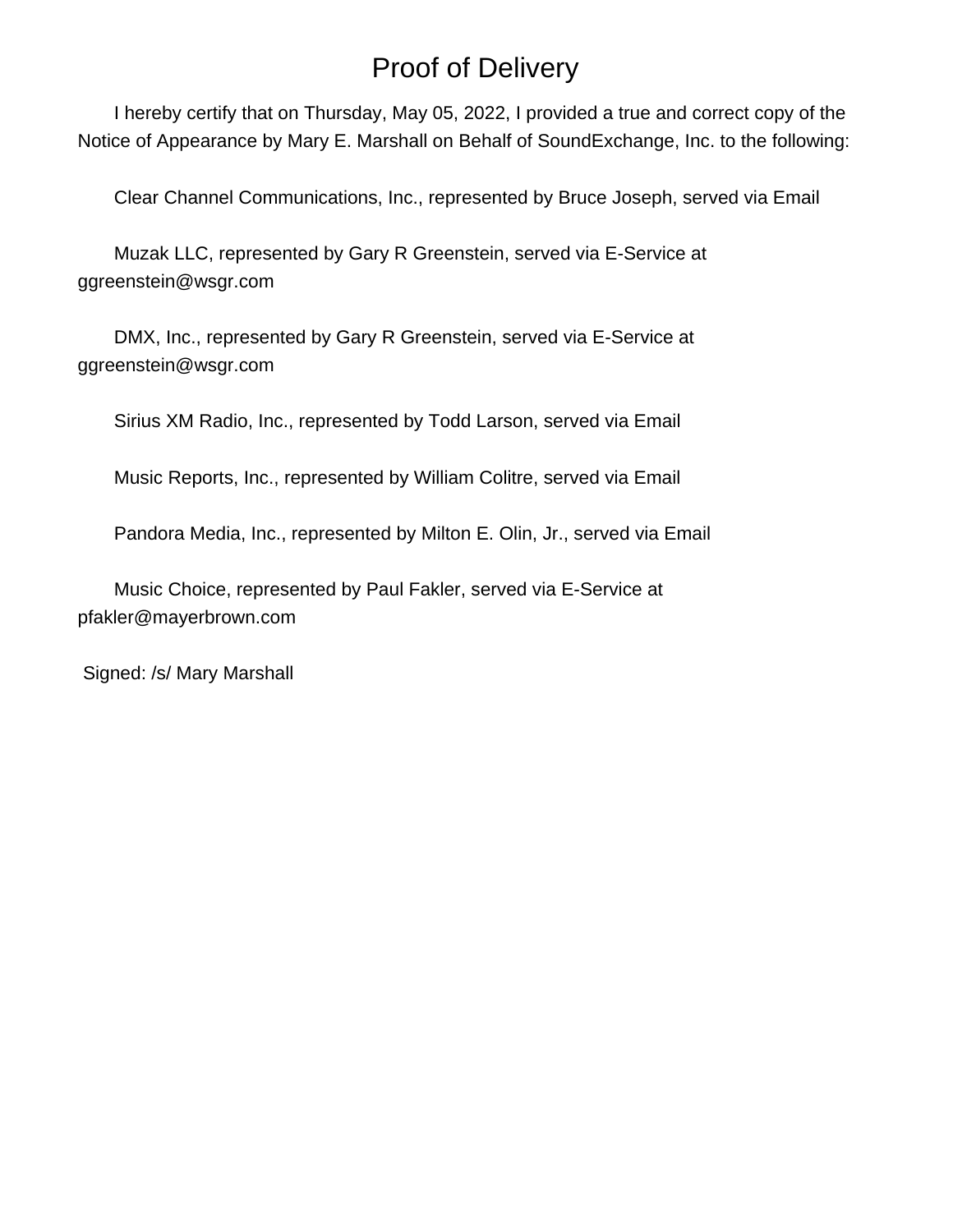# Proof of Delivery

I hereby certify that on Thursday, May 05, 2022, I provided a true and correct copy of the Notice of Appearance by Mary E. Marshall on Behalf of SoundExchange, Inc. to the following:

Clear Channel Communications, Inc., represented by Bruce Joseph, served via Email

Muzak LLC, represented by Gary R Greenstein, served via E-Service at ggreenstein@wsgr.com

DMX, Inc., represented by Gary R Greenstein, served via E-Service at ggreenstein@wsgr.com

Sirius XM Radio, Inc., represented by Todd Larson, served via Email

Music Reports, Inc., represented by William Colitre, served via Email

Pandora Media, Inc., represented by Milton E. Olin, Jr., served via Email

Music Choice, represented by Paul Fakler, served via E-Service at pfakler@mayerbrown.com

Signed: /s/ Mary Marshall